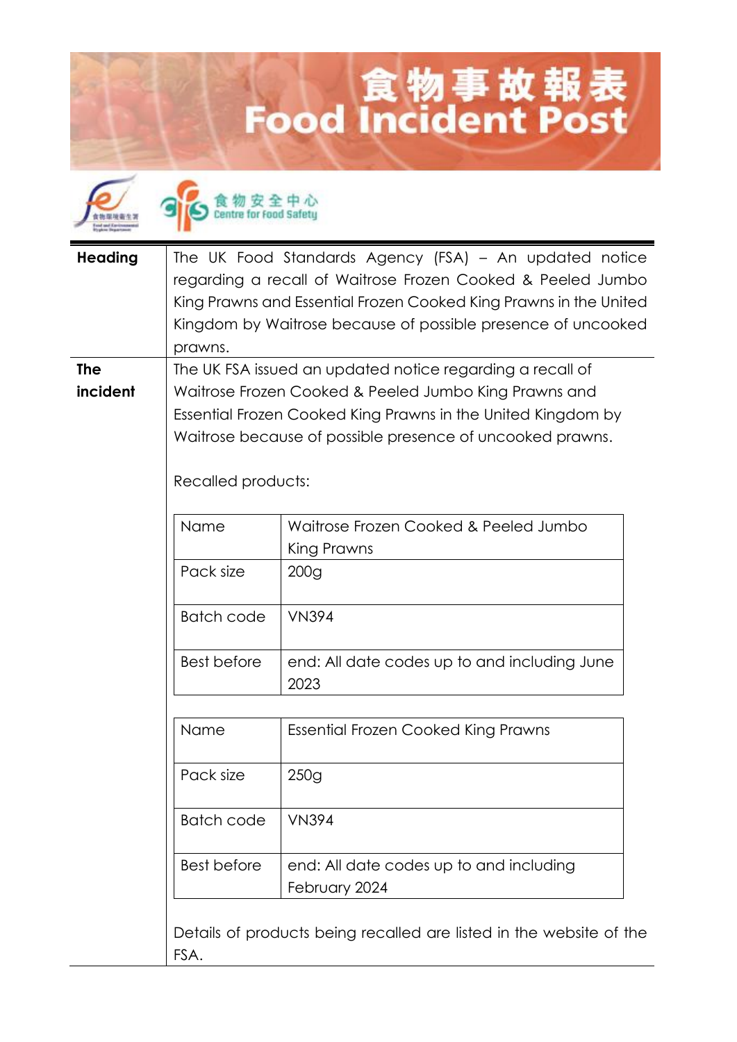# 食物事故報表
# Food Incident Post

食物安全中心
Centre for Food Safety

| | |
|---|---|
| **Heading** | The UK Food Standards Agency (FSA) – An updated notice regarding a recall of Waitrose Frozen Cooked & Peeled Jumbo King Prawns and Essential Frozen Cooked King Prawns in the United Kingdom by Waitrose because of possible presence of uncooked prawns. |

**The incident**

The UK FSA issued an updated notice regarding a recall of Waitrose Frozen Cooked & Peeled Jumbo King Prawns and Essential Frozen Cooked King Prawns in the United Kingdom by Waitrose because of possible presence of uncooked prawns.

Recalled products:

| | |
|---|---|
| Name | Waitrose Frozen Cooked & Peeled Jumbo King Prawns |
| Pack size | 200g |
| Batch code | VN394 |
| Best before | end: All date codes up to and including June 2023 |

| | |
|---|---|
| Name | Essential Frozen Cooked King Prawns |
| Pack size | 250g |
| Batch code | VN394 |
| Best before | end: All date codes up to and including February 2024 |

Details of products being recalled are listed in the website of the FSA.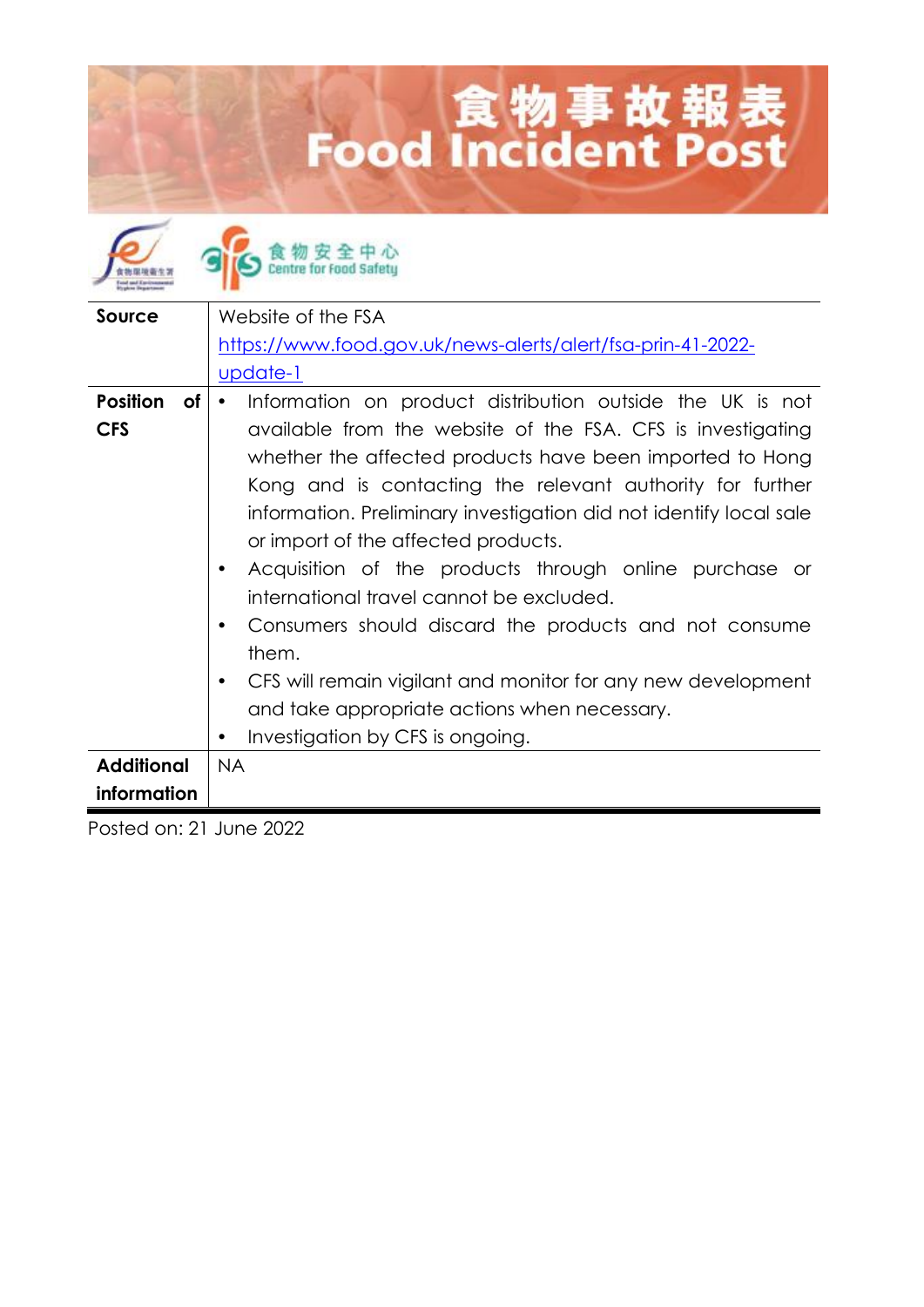# 食物事故報表
# Food Incident Post

食物安全中心 Centre for Food Safety

| | |
|---|---|
| **Source** | Website of the FSA<br>https://www.food.gov.uk/news-alerts/alert/fsa-prin-41-2022-update-1 |
| **Position of CFS** | • Information on product distribution outside the UK is not available from the website of the FSA. CFS is investigating whether the affected products have been imported to Hong Kong and is contacting the relevant authority for further information. Preliminary investigation did not identify local sale or import of the affected products.<br>• Acquisition of the products through online purchase or international travel cannot be excluded.<br>• Consumers should discard the products and not consume them.<br>• CFS will remain vigilant and monitor for any new development and take appropriate actions when necessary.<br>• Investigation by CFS is ongoing. |
| **Additional information** | NA |

Posted on: 21 June 2022